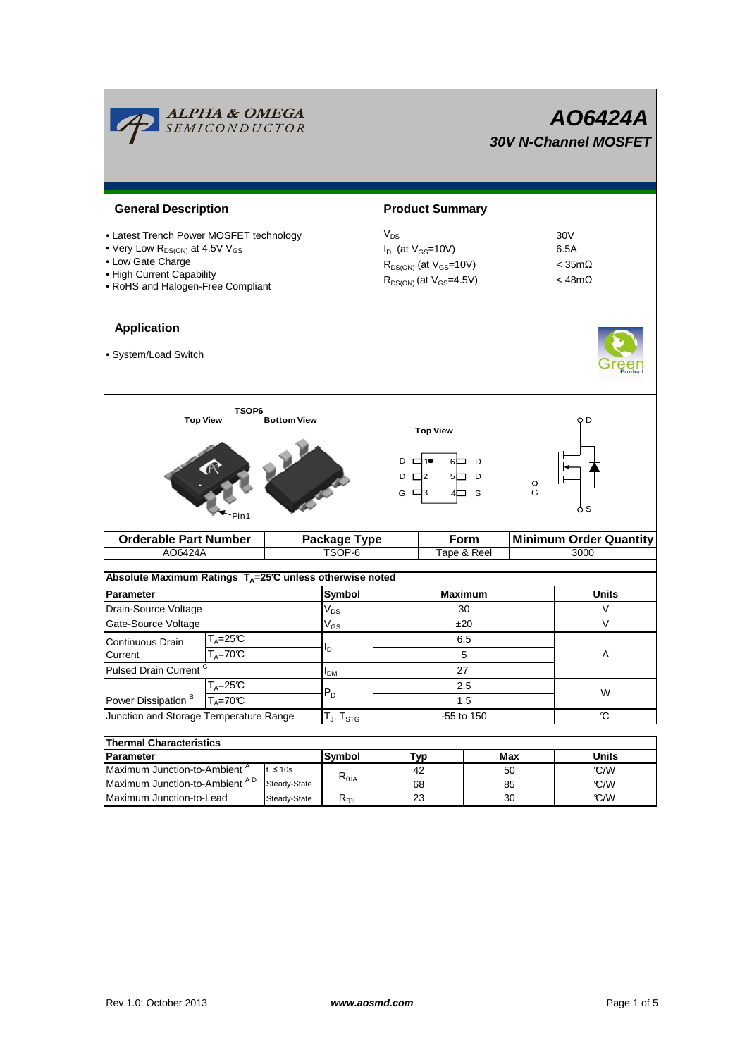# AO6424A

## 30V N-Channel MOSFET

ALPHA & OMEGA SEMICONDUCTOR

## General Description

- Latest Trench Power MOSFET technology
- Very Low $R_{DS(ON)}$ at 4.5V $V_{GS}$
- Low Gate Charge
- High Current Capability
- RoHS and Halogen-Free Compliant

## Product Summary

| | |
|---|---|
| $V_{DS}$ | 30V |
| $I_D$ (at $V_{GS}$=10V) | 6.5A |
| $R_{DS(ON)}$ (at $V_{GS}$=10V) | < 35mΩ |
| $R_{DS(ON)}$ (at $V_{GS}$=4.5V) | < 48mΩ |

## Application

- System/Load Switch

TSOP6

Top View | Bottom View

Pin1

Top View

D 1 — 6 D
D 2 — 5 D
G 3 — 4 S

D, G, S

| Orderable Part Number | Package Type | Form | Minimum Order Quantity |
|---|---|---|---|
| AO6424A | TSOP-6 | Tape & Reel | 3000 |

**Absolute Maximum Ratings $T_A$=25°C unless otherwise noted**

| Parameter | | Symbol | Maximum | Units |
|---|---|---|---|---|
| Drain-Source Voltage | | $V_{DS}$ | 30 | V |
| Gate-Source Voltage | | $V_{GS}$ | ±20 | V |
| Continuous Drain Current | $T_A$=25°C | $I_D$ | 6.5 | A |
| | $T_A$=70°C | | 5 | |
| Pulsed Drain Current [C] | | $I_{DM}$ | 27 | |
| Power Dissipation [B] | $T_A$=25°C | $P_D$ | 2.5 | W |
| | $T_A$=70°C | | 1.5 | |
| Junction and Storage Temperature Range | | $T_J$, $T_{STG}$ | -55 to 150 | °C |

| Thermal Characteristics | | | | | |
|---|---|---|---|---|---|
| **Parameter** | | **Symbol** | **Typ** | **Max** | **Units** |
| Maximum Junction-to-Ambient [A] | t ≤ 10s | $R_{\theta JA}$ | 42 | 50 | °C/W |
| Maximum Junction-to-Ambient [A D] | Steady-State | | 68 | 85 | °C/W |
| Maximum Junction-to-Lead | Steady-State | $R_{\theta JL}$ | 23 | 30 | °C/W |

Rev.1.0: October 2013 www.aosmd.com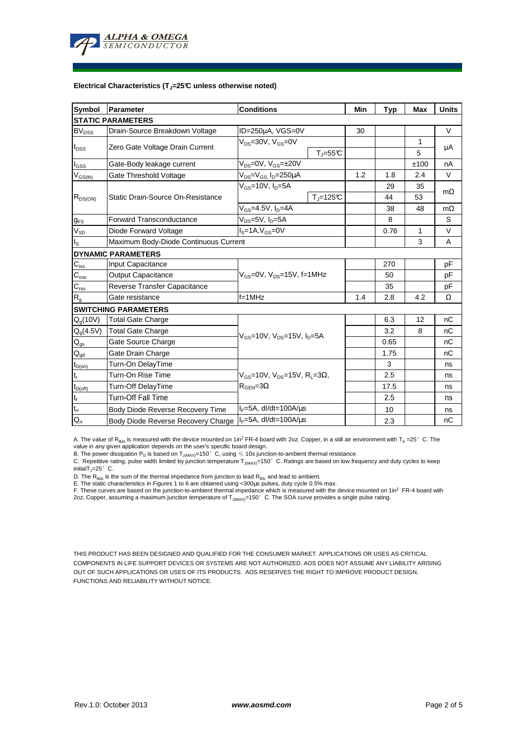## Electrical Characteristics ($T_J$=25°C unless otherwise noted)

| Symbol | Parameter | Conditions | | Min | Typ | Max | Units |
|---|---|---|---|---|---|---|---|
| **STATIC PARAMETERS** | | | | | | | |
| $BV_{DSS}$ | Drain-Source Breakdown Voltage | ID=250µA, VGS=0V | | 30 | | | V |
| $I_{DSS}$ | Zero Gate Voltage Drain Current | $V_{DS}$=30V, $V_{GS}$=0V | | | | 1 | µA |
| | | | $T_J$=55°C | | | 5 | |
| $I_{GSS}$ | Gate-Body leakage current | $V_{DS}$=0V, $V_{GS}$=±20V | | | | ±100 | nA |
| $V_{GS(th)}$ | Gate Threshold Voltage | $V_{DS}$=$V_{GS}$, $I_D$=250µA | | 1.2 | 1.8 | 2.4 | V |
| $R_{DS(ON)}$ | Static Drain-Source On-Resistance | $V_{GS}$=10V, $I_D$=5A | | | 29 | 35 | mΩ |
| | | | $T_J$=125°C | | 44 | 53 | |
| | | $V_{GS}$=4.5V, $I_D$=4A | | | 38 | 48 | mΩ |
| $g_{FS}$ | Forward Transconductance | $V_{DS}$=5V, $I_D$=5A | | | 8 | | S |
| $V_{SD}$ | Diode Forward Voltage | $I_S$=1A,$V_{GS}$=0V | | | 0.76 | 1 | V |
| $I_S$ | Maximum Body-Diode Continuous Current | | | | | 3 | A |
| **DYNAMIC PARAMETERS** | | | | | | | |
| $C_{iss}$ | Input Capacitance | $V_{GS}$=0V, $V_{DS}$=15V, f=1MHz | | | 270 | | pF |
| $C_{oss}$ | Output Capacitance | | | | 50 | | pF |
| $C_{rss}$ | Reverse Transfer Capacitance | | | | 35 | | pF |
| $R_g$ | Gate resistance | f=1MHz | | 1.4 | 2.8 | 4.2 | Ω |
| **SWITCHING PARAMETERS** | | | | | | | |
| $Q_g$(10V) | Total Gate Charge | $V_{GS}$=10V, $V_{DS}$=15V, $I_D$=5A | | | 6.3 | 12 | nC |
| $Q_g$(4.5V) | Total Gate Charge | | | | 3.2 | 8 | nC |
| $Q_{gs}$ | Gate Source Charge | | | | 0.65 | | nC |
| $Q_{gd}$ | Gate Drain Charge | | | | 1.75 | | nC |
| $t_{D(on)}$ | Turn-On DelayTime | $V_{GS}$=10V, $V_{DS}$=15V, $R_L$=3Ω, $R_{GEN}$=3Ω | | | 3 | | ns |
| $t_r$ | Turn-On Rise Time | | | | 2.5 | | ns |
| $t_{D(off)}$ | Turn-Off DelayTime | | | | 17.5 | | ns |
| $t_f$ | Turn-Off Fall Time | | | | 2.5 | | ns |
| $t_{rr}$ | Body Diode Reverse Recovery Time | $I_F$=5A, dI/dt=100A/µs | | | 10 | | ns |
| $Q_{rr}$ | Body Diode Reverse Recovery Charge | $I_F$=5A, dI/dt=100A/µs | | | 2.3 | | nC |

A. The value of $R_{\theta JA}$ is measured with the device mounted on 1in² FR-4 board with 2oz. Copper, in a still air environment with $T_A$ =25°C. The value in any given application depends on the user's specific board design.

B. The power dissipation $P_D$ is based on $T_{J(MAX)}$=150°C, using ≤ 10s junction-to-ambient thermal resistance.

C. Repetitive rating, pulse width limited by junction temperature $T_{J(MAX)}$=150°C. Ratings are based on low frequency and duty cycles to keep initial $T_J$=25°C.

D. The $R_{\theta JA}$ is the sum of the thermal impedance from junction to lead $R_{\theta JL}$ and lead to ambient.

E. The static characteristics in Figures 1 to 6 are obtained using <300µs pulses, duty cycle 0.5% max.

F. These curves are based on the junction-to-ambient thermal impedance which is measured with the device mounted on 1in² FR-4 board with 2oz. Copper, assuming a maximum junction temperature of $T_{J(MAX)}$=150°C. The SOA curve provides a single pulse rating.

THIS PRODUCT HAS BEEN DESIGNED AND QUALIFIED FOR THE CONSUMER MARKET. APPLICATIONS OR USES AS CRITICAL COMPONENTS IN LIFE SUPPORT DEVICES OR SYSTEMS ARE NOT AUTHORIZED. AOS DOES NOT ASSUME ANY LIABILITY ARISING OUT OF SUCH APPLICATIONS OR USES OF ITS PRODUCTS. AOS RESERVES THE RIGHT TO IMPROVE PRODUCT DESIGN, FUNCTIONS AND RELIABILITY WITHOUT NOTICE.

Rev.1.0: October 2013 *www.aosmd.com*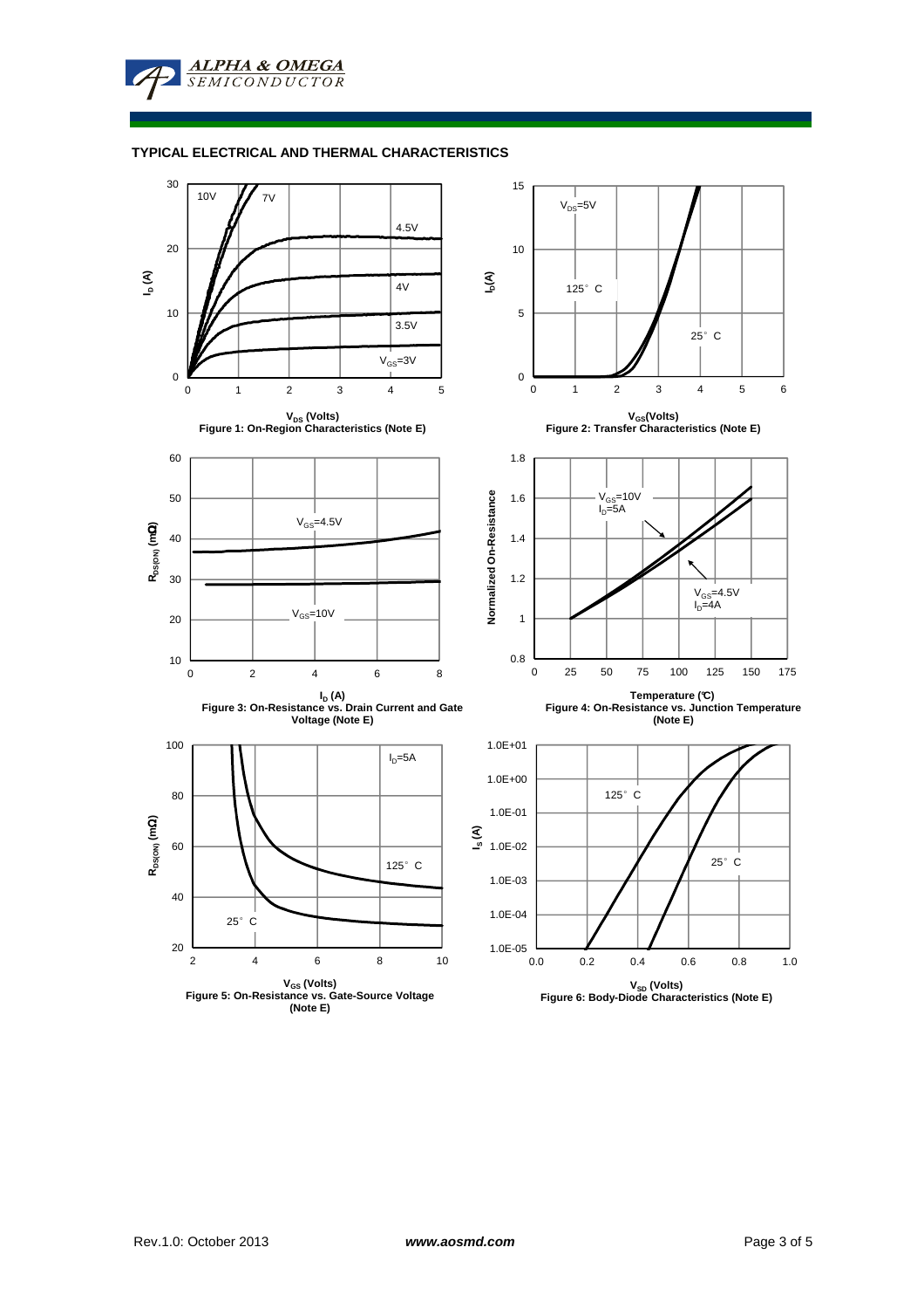## TYPICAL ELECTRICAL AND THERMAL CHARACTERISTICS

Figure 1: On-Region Characteristics (Note E)

Figure 2: Transfer Characteristics (Note E)

Figure 3: On-Resistance vs. Drain Current and Gate Voltage (Note E)

Figure 4: On-Resistance vs. Junction Temperature (Note E)

Figure 5: On-Resistance vs. Gate-Source Voltage (Note E)

Figure 6: Body-Diode Characteristics (Note E)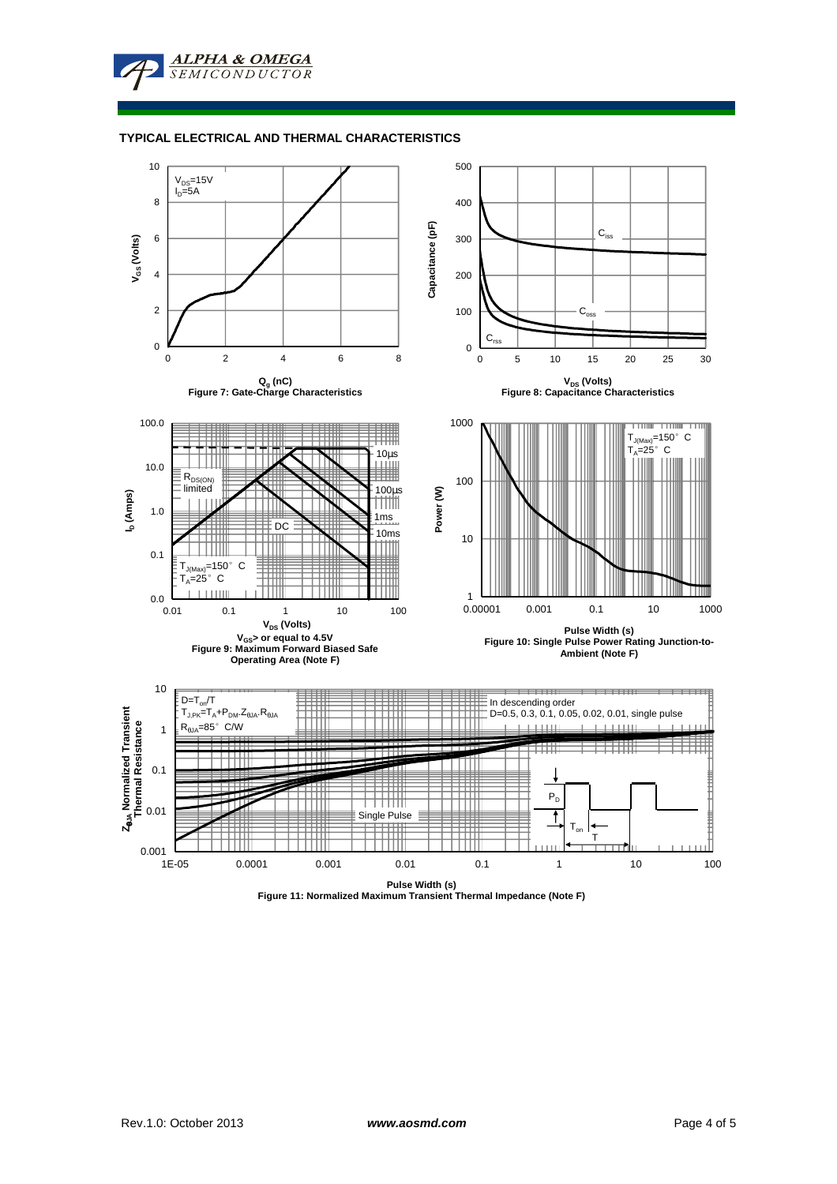## TYPICAL ELECTRICAL AND THERMAL CHARACTERISTICS

$V_{DS}$=15V
$I_D$=5A

$V_{GS}$ (Volts)

$Q_g$ (nC)

Figure 7: Gate-Charge Characteristics

$C_{iss}$

$C_{oss}$

$C_{rss}$

Capacitance (pF)

$V_{DS}$ (Volts)

Figure 8: Capacitance Characteristics

$R_{DS(ON)}$ limited

10µs

100µs

1ms

10ms

DC

$T_{J(Max)}$=150° C
$T_A$=25° C

$I_D$ (Amps)

$V_{DS}$ (Volts)

$V_{GS}$> or equal to 4.5V

Figure 9: Maximum Forward Biased Safe Operating Area (Note F)

$T_{J(Max)}$=150° C
$T_A$=25° C

Power (W)

Pulse Width (s)

Figure 10: Single Pulse Power Rating Junction-to-Ambient (Note F)

$D=T_{on}/T$
$T_{J,PK}=T_A+P_{DM}.Z_{\theta JA}.R_{\theta JA}$
$R_{\theta JA}$=85° C/W

In descending order
D=0.5, 0.3, 0.1, 0.05, 0.02, 0.01, single pulse

Single Pulse

$P_D$

$T_{on}$

T

$Z_{\theta JA}$ Normalized Transient Thermal Resistance

Pulse Width (s)

Figure 11: Normalized Maximum Transient Thermal Impedance (Note F)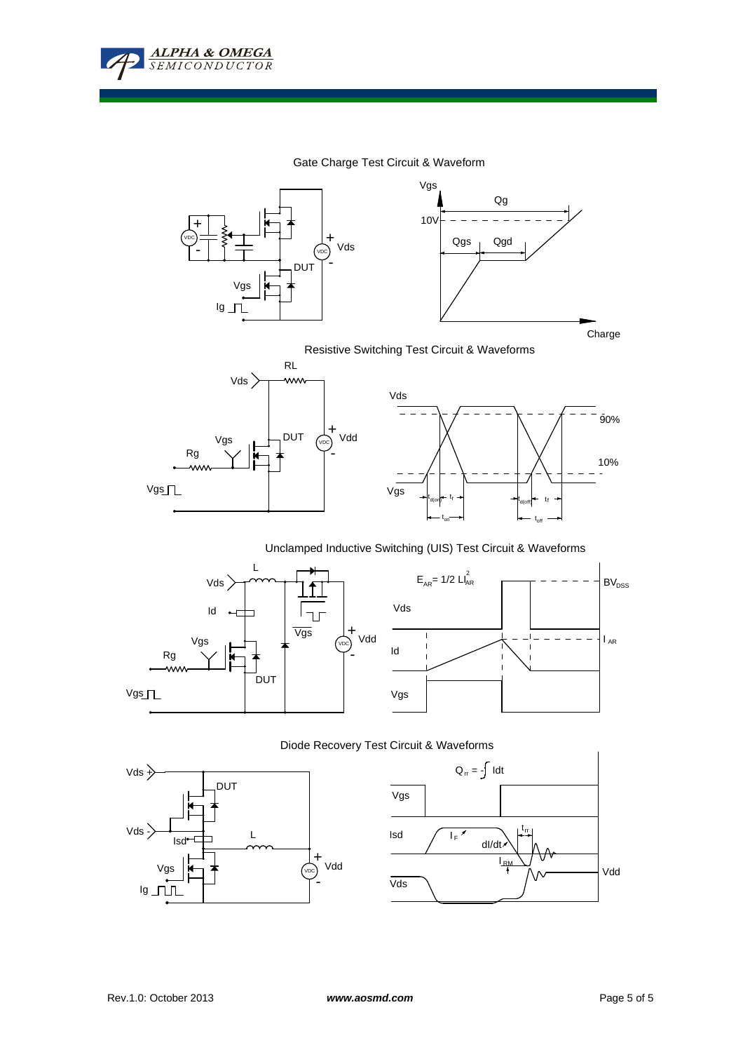## Gate Charge Test Circuit & Waveform

VDC
+
-
+
Vds
-
DUT
Vgs
Ig

Vgs
Qg
10V
Qgs
Qgd
Charge

## Resistive Switching Test Circuit & Waveforms

RL
Vds
Vgs
Rg
DUT
+
Vdd
-
Vgs

Vds
90%
10%
Vgs
$t_{d(on)}$
$t_r$
$t_{on}$
$t_{d(off)}$
$t_f$
$t_{off}$

## Unclamped Inductive Switching (UIS) Test Circuit & Waveforms

L
Vds
Id
Vgs
Rg
Vgs
DUT
+
Vdd
-

$E_{AR} = 1/2\ LI_{AR}^2$
$BV_{DSS}$
Vds
Id
$I_{AR}$
Vgs

## Diode Recovery Test Circuit & Waveforms

Vds +
DUT
Vds -
Isd
L
Vgs
Ig
+
Vdd
-

$Q_{rr} = -\int Idt$
Vgs
Isd
$I_F$
dI/dt
$t_{rr}$
$I_{RM}$
Vds
Vdd